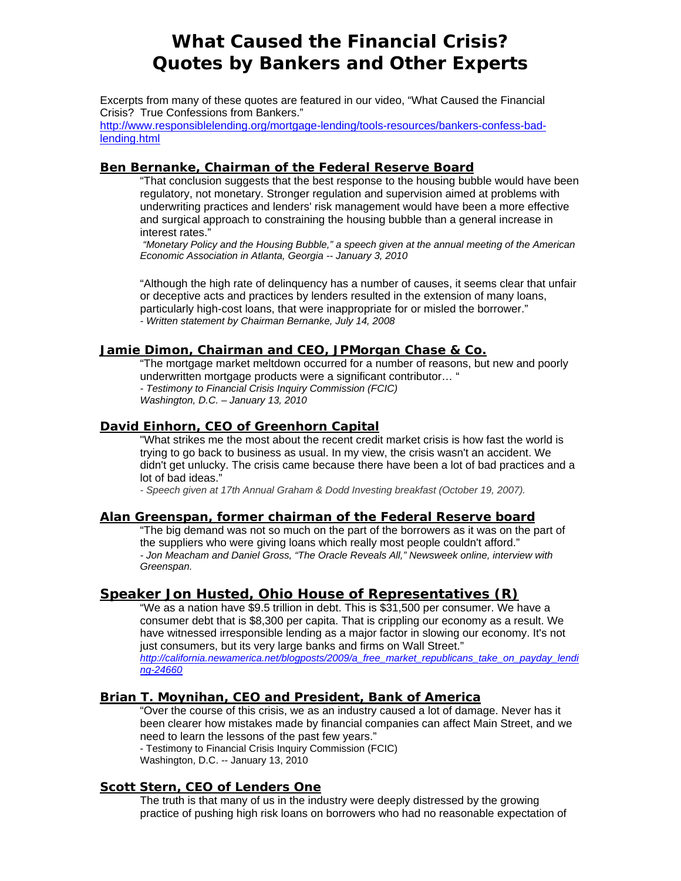# What Caused the Financial Crisis? Quotes by Bankers and Other Experts

Excerpts from many of these quotes are featured in our video, "What Caused the Financial Crisis? True Confessions from Bankers."
http://www.responsiblelending.org/mortgage-lending/tools-resources/bankers-confess-bad-lending.html

## Ben Bernanke, Chairman of the Federal Reserve Board

"That conclusion suggests that the best response to the housing bubble would have been regulatory, not monetary. Stronger regulation and supervision aimed at problems with underwriting practices and lenders' risk management would have been a more effective and surgical approach to constraining the housing bubble than a general increase in interest rates."
*"Monetary Policy and the Housing Bubble," a speech given at the annual meeting of the American Economic Association in Atlanta, Georgia -- January 3, 2010*

"Although the high rate of delinquency has a number of causes, it seems clear that unfair or deceptive acts and practices by lenders resulted in the extension of many loans, particularly high-cost loans, that were inappropriate for or misled the borrower."
*- Written statement by Chairman Bernanke, July 14, 2008*

## Jamie Dimon, Chairman and CEO, JPMorgan Chase & Co.

"The mortgage market meltdown occurred for a number of reasons, but new and poorly underwritten mortgage products were a significant contributor… "
*- Testimony to Financial Crisis Inquiry Commission (FCIC)*
*Washington, D.C. – January 13, 2010*

## David Einhorn, CEO of Greenhorn Capital

"What strikes me the most about the recent credit market crisis is how fast the world is trying to go back to business as usual. In my view, the crisis wasn't an accident. We didn't get unlucky. The crisis came because there have been a lot of bad practices and a lot of bad ideas."
*- Speech given at 17th Annual Graham & Dodd Investing breakfast (October 19, 2007).*

## Alan Greenspan, former chairman of the Federal Reserve board

"The big demand was not so much on the part of the borrowers as it was on the part of the suppliers who were giving loans which really most people couldn't afford."
*- Jon Meacham and Daniel Gross, "The Oracle Reveals All," Newsweek online, interview with Greenspan.*

## Speaker Jon Husted, Ohio House of Representatives (R)

"We as a nation have $9.5 trillion in debt. This is $31,500 per consumer. We have a consumer debt that is $8,300 per capita. That is crippling our economy as a result. We have witnessed irresponsible lending as a major factor in slowing our economy. It's not just consumers, but its very large banks and firms on Wall Street."
*http://california.newamerica.net/blogposts/2009/a_free_market_republicans_take_on_payday_lending-24660*

## Brian T. Moynihan, CEO and President, Bank of America

"Over the course of this crisis, we as an industry caused a lot of damage. Never has it been clearer how mistakes made by financial companies can affect Main Street, and we need to learn the lessons of the past few years."
- Testimony to Financial Crisis Inquiry Commission (FCIC)
Washington, D.C. -- January 13, 2010

## Scott Stern, CEO of Lenders One

The truth is that many of us in the industry were deeply distressed by the growing practice of pushing high risk loans on borrowers who had no reasonable expectation of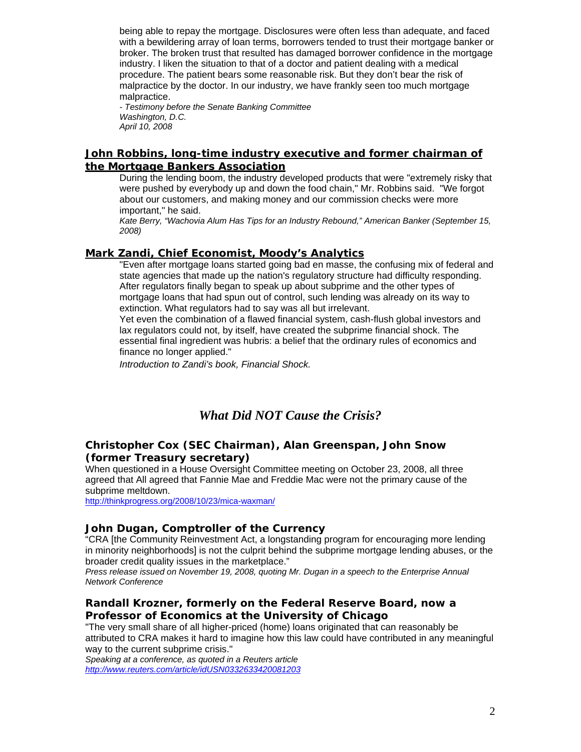being able to repay the mortgage. Disclosures were often less than adequate, and faced with a bewildering array of loan terms, borrowers tended to trust their mortgage banker or broker. The broken trust that resulted has damaged borrower confidence in the mortgage industry. I liken the situation to that of a doctor and patient dealing with a medical procedure. The patient bears some reasonable risk. But they don't bear the risk of malpractice by the doctor. In our industry, we have frankly seen too much mortgage malpractice.

*- Testimony before the Senate Banking Committee*
*Washington, D.C.*
*April 10, 2008*

### John Robbins, long-time industry executive and former chairman of the Mortgage Bankers Association

During the lending boom, the industry developed products that were "extremely risky that were pushed by everybody up and down the food chain," Mr. Robbins said. "We forgot about our customers, and making money and our commission checks were more important," he said.

*Kate Berry, "Wachovia Alum Has Tips for an Industry Rebound," American Banker (September 15, 2008)*

### Mark Zandi, Chief Economist, Moody's Analytics

"Even after mortgage loans started going bad en masse, the confusing mix of federal and state agencies that made up the nation's regulatory structure had difficulty responding. After regulators finally began to speak up about subprime and the other types of mortgage loans that had spun out of control, such lending was already on its way to extinction. What regulators had to say was all but irrelevant.

Yet even the combination of a flawed financial system, cash-flush global investors and lax regulators could not, by itself, have created the subprime financial shock. The essential final ingredient was hubris: a belief that the ordinary rules of economics and finance no longer applied."

*Introduction to Zandi's book, Financial Shock.*

## *What Did NOT Cause the Crisis?*

### Christopher Cox (SEC Chairman), Alan Greenspan, John Snow (former Treasury secretary)

When questioned in a House Oversight Committee meeting on October 23, 2008, all three agreed that All agreed that Fannie Mae and Freddie Mac were not the primary cause of the subprime meltdown.

http://thinkprogress.org/2008/10/23/mica-waxman/

### John Dugan, Comptroller of the Currency

"CRA [the Community Reinvestment Act, a longstanding program for encouraging more lending in minority neighborhoods] is not the culprit behind the subprime mortgage lending abuses, or the broader credit quality issues in the marketplace."

*Press release issued on November 19, 2008, quoting Mr. Dugan in a speech to the Enterprise Annual Network Conference*

### Randall Krozner, formerly on the Federal Reserve Board, now a Professor of Economics at the University of Chicago

"The very small share of all higher-priced (home) loans originated that can reasonably be attributed to CRA makes it hard to imagine how this law could have contributed in any meaningful way to the current subprime crisis."

*Speaking at a conference, as quoted in a Reuters article*
*http://www.reuters.com/article/idUSN0332633420081203*